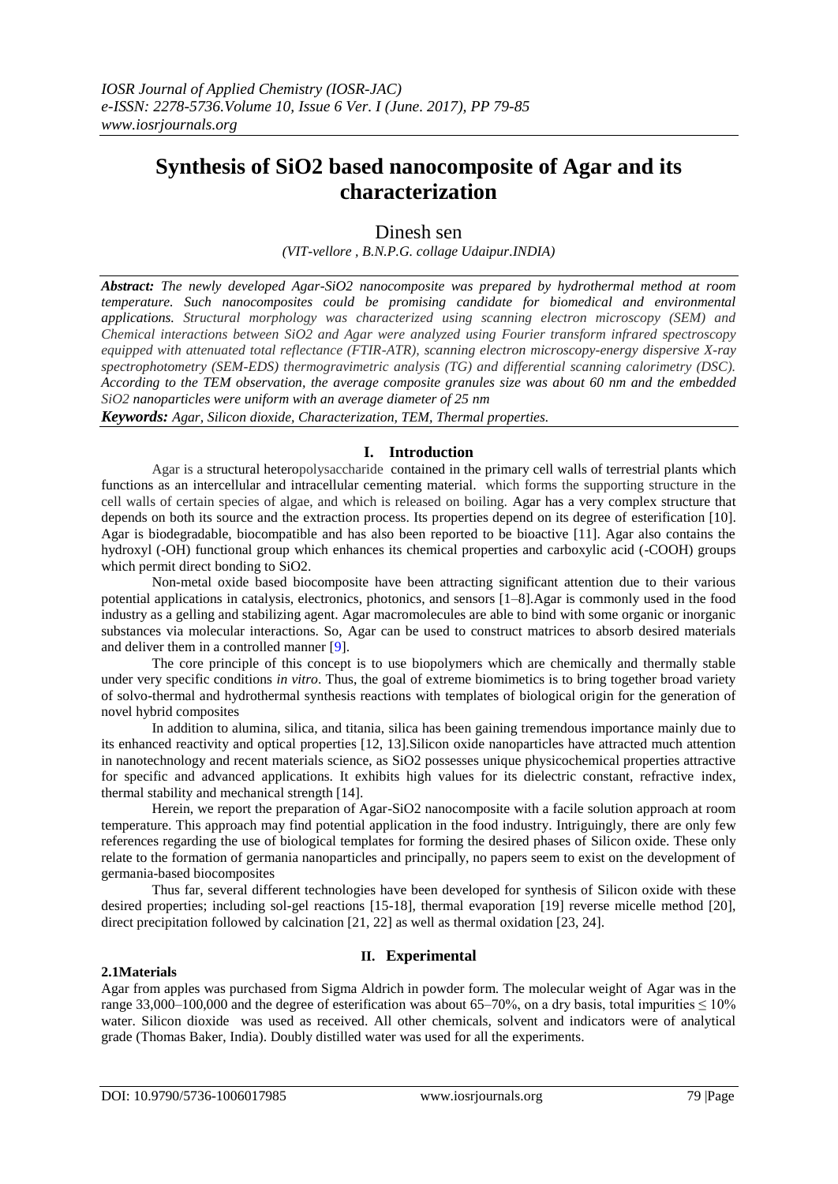# Synthesis of SiO2 based nanocomposite of Agar and its characterization

Dinesh sen

*(VIT-vellore , B.N.P.G. collage Udaipur.INDIA)*

***Abstract:*** *The newly developed Agar-SiO2 nanocomposite was prepared by hydrothermal method at room temperature. Such nanocomposites could be promising candidate for biomedical and environmental applications. Structural morphology was characterized using scanning electron microscopy (SEM) and Chemical interactions between SiO2 and Agar were analyzed using Fourier transform infrared spectroscopy equipped with attenuated total reflectance (FTIR-ATR), scanning electron microscopy-energy dispersive X-ray spectrophotometry (SEM-EDS) thermogravimetric analysis (TG) and differential scanning calorimetry (DSC). According to the TEM observation, the average composite granules size was about 60 nm and the embedded SiO2 nanoparticles were uniform with an average diameter of 25 nm*

***Keywords:*** *Agar, Silicon dioxide, Characterization, TEM, Thermal properties.*

## I. Introduction

Agar is a structural heteropolysaccharide contained in the primary cell walls of terrestrial plants which functions as an intercellular and intracellular cementing material. which forms the supporting structure in the cell walls of certain species of algae, and which is released on boiling. Agar has a very complex structure that depends on both its source and the extraction process. Its properties depend on its degree of esterification [10]. Agar is biodegradable, biocompatible and has also been reported to be bioactive [11]. Agar also contains the hydroxyl (-OH) functional group which enhances its chemical properties and carboxylic acid (-COOH) groups which permit direct bonding to SiO2.

Non-metal oxide based biocomposite have been attracting significant attention due to their various potential applications in catalysis, electronics, photonics, and sensors [1–8].Agar is commonly used in the food industry as a gelling and stabilizing agent. Agar macromolecules are able to bind with some organic or inorganic substances via molecular interactions. So, Agar can be used to construct matrices to absorb desired materials and deliver them in a controlled manner [9].

The core principle of this concept is to use biopolymers which are chemically and thermally stable under very specific conditions *in vitro*. Thus, the goal of extreme biomimetics is to bring together broad variety of solvo-thermal and hydrothermal synthesis reactions with templates of biological origin for the generation of novel hybrid composites

In addition to alumina, silica, and titania, silica has been gaining tremendous importance mainly due to its enhanced reactivity and optical properties [12, 13].Silicon oxide nanoparticles have attracted much attention in nanotechnology and recent materials science, as SiO2 possesses unique physicochemical properties attractive for specific and advanced applications. It exhibits high values for its dielectric constant, refractive index, thermal stability and mechanical strength [14].

Herein, we report the preparation of Agar-SiO2 nanocomposite with a facile solution approach at room temperature. This approach may find potential application in the food industry. Intriguingly, there are only few references regarding the use of biological templates for forming the desired phases of Silicon oxide. These only relate to the formation of germania nanoparticles and principally, no papers seem to exist on the development of germania-based biocomposites

Thus far, several different technologies have been developed for synthesis of Silicon oxide with these desired properties; including sol-gel reactions [15-18], thermal evaporation [19] reverse micelle method [20], direct precipitation followed by calcination [21, 22] as well as thermal oxidation [23, 24].

## II. Experimental

### 2.1Materials

Agar from apples was purchased from Sigma Aldrich in powder form. The molecular weight of Agar was in the range 33,000–100,000 and the degree of esterification was about 65–70%, on a dry basis, total impurities ≤ 10% water. Silicon dioxide was used as received. All other chemicals, solvent and indicators were of analytical grade (Thomas Baker, India). Doubly distilled water was used for all the experiments.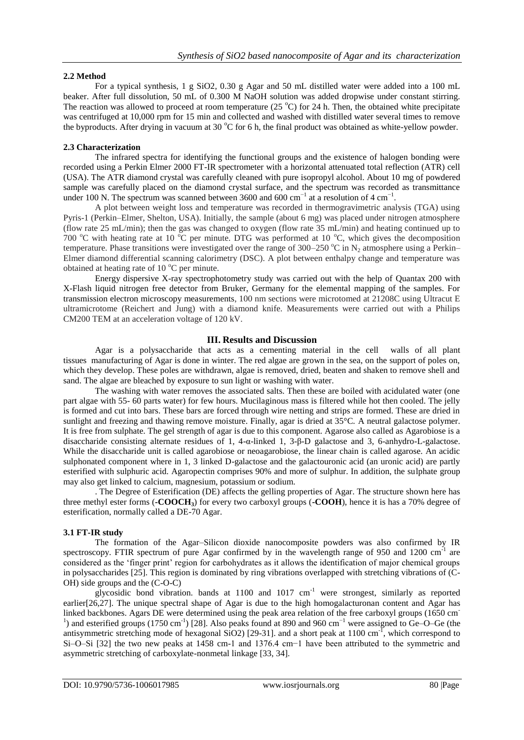### 2.2 Method

For a typical synthesis, 1 g SiO2, 0.30 g Agar and 50 mL distilled water were added into a 100 mL beaker. After full dissolution, 50 mL of 0.300 M NaOH solution was added dropwise under constant stirring. The reaction was allowed to proceed at room temperature (25 °C) for 24 h. Then, the obtained white precipitate was centrifuged at 10,000 rpm for 15 min and collected and washed with distilled water several times to remove the byproducts. After drying in vacuum at 30 °C for 6 h, the final product was obtained as white-yellow powder.

### 2.3 Characterization

The infrared spectra for identifying the functional groups and the existence of halogen bonding were recorded using a Perkin Elmer 2000 FT-IR spectrometer with a horizontal attenuated total reflection (ATR) cell (USA). The ATR diamond crystal was carefully cleaned with pure isopropyl alcohol. About 10 mg of powdered sample was carefully placed on the diamond crystal surface, and the spectrum was recorded as transmittance under 100 N. The spectrum was scanned between 3600 and 600 $cm^{-1}$ at a resolution of 4 $cm^{-1}$.

A plot between weight loss and temperature was recorded in thermogravimetric analysis (TGA) using Pyris-1 (Perkin–Elmer, Shelton, USA). Initially, the sample (about 6 mg) was placed under nitrogen atmosphere (flow rate 25 mL/min); then the gas was changed to oxygen (flow rate 35 mL/min) and heating continued up to 700 °C with heating rate at 10 °C per minute. DTG was performed at 10 °C, which gives the decomposition temperature. Phase transitions were investigated over the range of 300–250 °C in $N_2$ atmosphere using a Perkin–Elmer diamond differential scanning calorimetry (DSC). A plot between enthalpy change and temperature was obtained at heating rate of 10 °C per minute.

Energy dispersive X-ray spectrophotometry study was carried out with the help of Quantax 200 with X-Flash liquid nitrogen free detector from Bruker, Germany for the elemental mapping of the samples. For transmission electron microscopy measurements, 100 nm sections were microtomed at 21208C using Ultracut E ultramicrotome (Reichert and Jung) with a diamond knife. Measurements were carried out with a Philips CM200 TEM at an acceleration voltage of 120 kV.

## III. Results and Discussion

Agar is a polysaccharide that acts as a cementing material in the cell walls of all plant tissues manufacturing of Agar is done in winter. The red algae are grown in the sea, on the support of poles on, which they develop. These poles are withdrawn, algae is removed, dried, beaten and shaken to remove shell and sand. The algae are bleached by exposure to sun light or washing with water.

The washing with water removes the associated salts. Then these are boiled with acidulated water (one part algae with 55- 60 parts water) for few hours. Mucilaginous mass is filtered while hot then cooled. The jelly is formed and cut into bars. These bars are forced through wire netting and strips are formed. These are dried in sunlight and freezing and thawing remove moisture. Finally, agar is dried at 35°C. A neutral galactose polymer. It is free from sulphate. The gel strength of agar is due to this component. Agarose also called as Agarobiose is a disaccharide consisting alternate residues of 1, 4-α-linked 1, 3-β-D galactose and 3, 6-anhydro-L-galactose. While the disaccharide unit is called agarobiose or neoagarobiose, the linear chain is called agarose. An acidic sulphonated component where in 1, 3 linked D-galactose and the galactouronic acid (an uronic acid) are partly esterified with sulphuric acid. Agaropectin comprises 90% and more of sulphur. In addition, the sulphate group may also get linked to calcium, magnesium, potassium or sodium.

. The Degree of Esterification (DE) affects the gelling properties of Agar. The structure shown here has three methyl ester forms (**-COOCH$_3$**) for every two carboxyl groups (**-COOH**), hence it is has a 70% degree of esterification, normally called a DE-70 Agar.

### 3.1 FT-IR study

The formation of the Agar–Silicon dioxide nanocomposite powders was also confirmed by IR spectroscopy. FTIR spectrum of pure Agar confirmed by in the wavelength range of 950 and 1200 $cm^{-1}$ are considered as the 'finger print' region for carbohydrates as it allows the identification of major chemical groups in polysaccharides [25]. This region is dominated by ring vibrations overlapped with stretching vibrations of (C-OH) side groups and the (C-O-C)

glycosidic bond vibration. bands at 1100 and 1017 $cm^{-1}$ were strongest, similarly as reported earlier[26,27]. The unique spectral shape of Agar is due to the high homogalacturonan content and Agar has linked backbones. Agars DE were determined using the peak area relation of the free carboxyl groups (1650 $cm^{-1}$) and esterified groups (1750 $cm^{-1}$) [28]. Also peaks found at 890 and 960 $cm^{-1}$ were assigned to Ge–O–Ge (the antisymmetric stretching mode of hexagonal SiO2) [29-31]. and a short peak at 1100 $cm^{-1}$, which correspond to Si–O–Si [32] the two new peaks at 1458 cm-1 and 1376.4 cm−1 have been attributed to the symmetric and asymmetric stretching of carboxylate-nonmetal linkage [33, 34].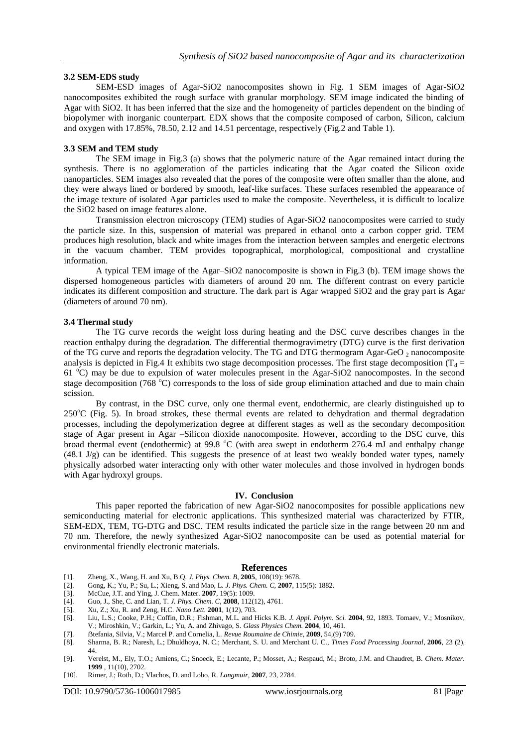### 3.2 SEM-EDS study

SEM-ESD images of Agar-SiO2 nanocomposites shown in Fig. 1 SEM images of Agar-SiO2 nanocomposites exhibited the rough surface with granular morphology. SEM image indicated the binding of Agar with SiO2. It has been inferred that the size and the homogeneity of particles dependent on the binding of biopolymer with inorganic counterpart. EDX shows that the composite composed of carbon, Silicon, calcium and oxygen with 17.85%, 78.50, 2.12 and 14.51 percentage, respectively (Fig.2 and Table 1).

### 3.3 SEM and TEM study

The SEM image in Fig.3 (a) shows that the polymeric nature of the Agar remained intact during the synthesis. There is no agglomeration of the particles indicating that the Agar coated the Silicon oxide nanoparticles. SEM images also revealed that the pores of the composite were often smaller than the alone, and they were always lined or bordered by smooth, leaf-like surfaces. These surfaces resembled the appearance of the image texture of isolated Agar particles used to make the composite. Nevertheless, it is difficult to localize the SiO2 based on image features alone.

Transmission electron microscopy (TEM) studies of Agar-SiO2 nanocomposites were carried to study the particle size. In this, suspension of material was prepared in ethanol onto a carbon copper grid. TEM produces high resolution, black and white images from the interaction between samples and energetic electrons in the vacuum chamber. TEM provides topographical, morphological, compositional and crystalline information.

A typical TEM image of the Agar–SiO2 nanocomposite is shown in Fig.3 (b). TEM image shows the dispersed homogeneous particles with diameters of around 20 nm. The different contrast on every particle indicates its different composition and structure. The dark part is Agar wrapped SiO2 and the gray part is Agar (diameters of around 70 nm).

### 3.4 Thermal study

The TG curve records the weight loss during heating and the DSC curve describes changes in the reaction enthalpy during the degradation. The differential thermogravimetry (DTG) curve is the first derivation of the TG curve and reports the degradation velocity. The TG and DTG thermogram Agar-GeO $_2$ nanocomposite analysis is depicted in Fig.4 It exhibits two stage decomposition processes. The first stage decomposition ($T_d$ = 61 $^o$C) may be due to expulsion of water molecules present in the Agar-SiO2 nanocompostes. In the second stage decomposition (768 $^o$C) corresponds to the loss of side group elimination attached and due to main chain scission.

By contrast, in the DSC curve, only one thermal event, endothermic, are clearly distinguished up to 250$^o$C (Fig. 5). In broad strokes, these thermal events are related to dehydration and thermal degradation processes, including the depolymerization degree at different stages as well as the secondary decomposition stage of Agar present in Agar –Silicon dioxide nanocomposite. However, according to the DSC curve, this broad thermal event (endothermic) at 99.8 $^o$C (with area swept in endotherm 276.4 mJ and enthalpy change (48.1 J/g) can be identified. This suggests the presence of at least two weakly bonded water types, namely physically adsorbed water interacting only with other water molecules and those involved in hydrogen bonds with Agar hydroxyl groups.

## IV. Conclusion

This paper reported the fabrication of new Agar-SiO2 nanocomposites for possible applications new semiconducting material for electronic applications. This synthesized material was characterized by FTIR, SEM-EDX, TEM, TG-DTG and DSC. TEM results indicated the particle size in the range between 20 nm and 70 nm. Therefore, the newly synthesized Agar-SiO2 nanocomposite can be used as potential material for environmental friendly electronic materials.

## References

[1]. Zheng, X., Wang, H. and Xu, B.Q. *J. Phys. Chem. B*, **2005**, 108(19): 9678.
[2]. Gong, K.; Yu, P.; Su, L.; Xieng, S. and Mao, L. *J. Phys. Chem. C*, **2007**, 115(5): 1882.
[3]. McCue, J.T. and Ying, J. Chem. Mater. **2007**, 19(5): 1009.
[4]. Guo, J., She, C. and Lian, T. *J. Phys. Chem. C*, **2008**, 112(12), 4761.
[5]. Xu, Z.; Xu, R. and Zeng, H.C. *Nano Lett.* **2001**, 1(12), 703.
[6]. Liu, L.S.; Cooke, P.H.; Coffin, D.R.; Fishman, M.L. and Hicks K.B. *J. Appl. Polym. Sci.* **2004**, 92, 1893. Tomaev, V.; Mosnikov, V.; Miroshkin, V.; Garkin, L.; Yu, A. and Zhivago, S. *Glass Physics Chem.* **2004**, 10, 461.
[7]. ßtefania, Silvia, V.; Marcel P. and Cornelia, L. *Revue Roumaine de Chimie*, **2009**, 54,(9) 709.
[8]. Sharma, B. R.; Naresh, L.; Dhuldhoya, N. C.; Merchant, S. U. and Merchant U. C., *Times Food Processing Journal*, **2006**, 23 (2), 44.
[9]. Verelst, M., Ely, T.O.; Amiens, C.; Snoeck, E.; Lecante, P.; Mosset, A.; Respaud, M.; Broto, J.M. and Chaudret, B. *Chem. Mater.* **1999** , 11(10), 2702.
[10]. Rimer, J.; Roth, D.; Vlachos, D. and Lobo, R. *Langmuir*, **2007**, 23, 2784.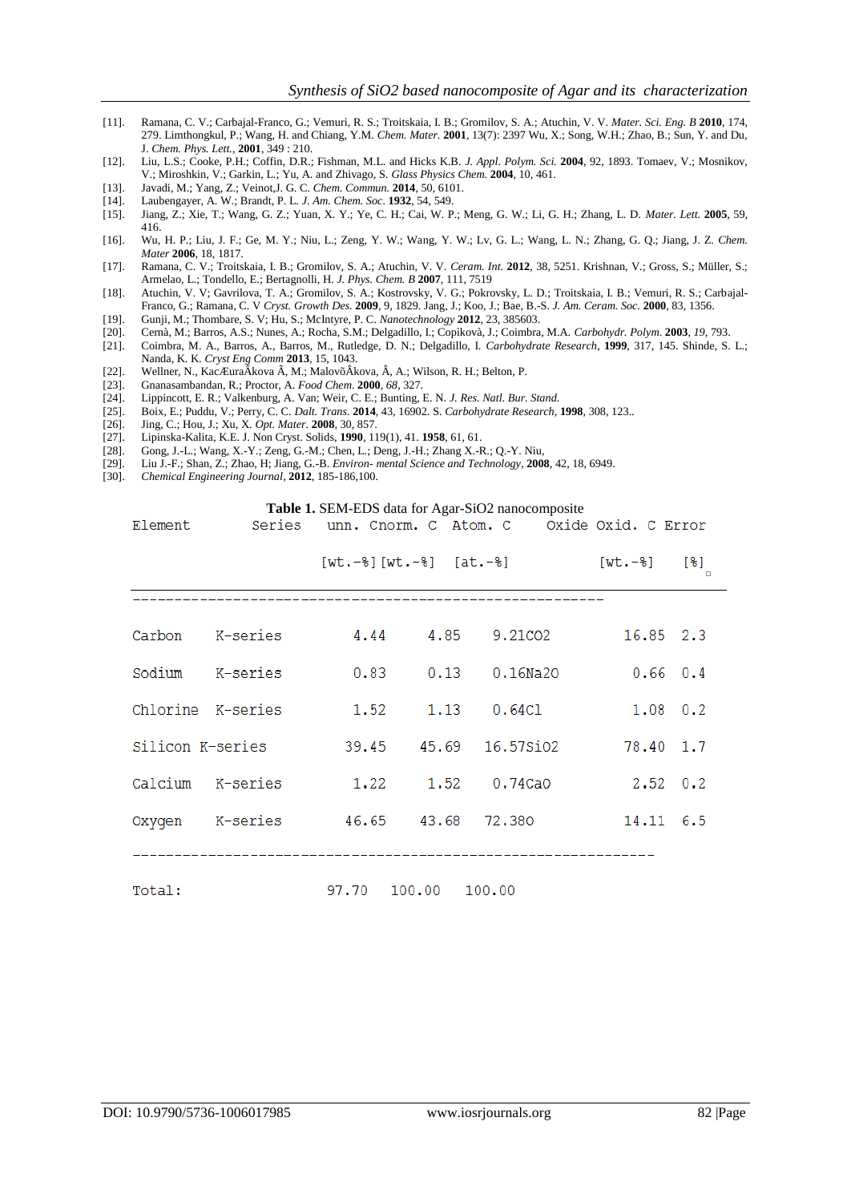[11]. Ramana, C. V.; Carbajal-Franco, G.; Vemuri, R. S.; Troitskaia, I. B.; Gromilov, S. A.; Atuchin, V. V. *Mater. Sci. Eng. B* **2010**, 174, 279. Limthongkul, P.; Wang, H. and Chiang, Y.M. *Chem. Mater.* **2001**, 13(7): 2397 Wu, X.; Song, W.H.; Zhao, B.; Sun, Y. and Du, J. *Chem. Phys. Lett.*, **2001**, 349 : 210.

[12]. Liu, L.S.; Cooke, P.H.; Coffin, D.R.; Fishman, M.L. and Hicks K.B. *J. Appl. Polym. Sci.* **2004**, 92, 1893. Tomaev, V.; Mosnikov, V.; Miroshkin, V.; Garkin, L.; Yu, A. and Zhivago, S. *Glass Physics Chem.* **2004**, 10, 461.

[13]. Javadi, M.; Yang, Z.; Veinot,J. G. C. *Chem. Commun.* **2014**, 50, 6101.

[14]. Laubengayer, A. W.; Brandt, P. L. *J. Am. Chem. Soc.* **1932**, 54, 549.

[15]. Jiang, Z.; Xie, T.; Wang, G. Z.; Yuan, X. Y.; Ye, C. H.; Cai, W. P.; Meng, G. W.; Li, G. H.; Zhang, L. D. *Mater. Lett.* **2005**, 59, 416.

[16]. Wu, H. P.; Liu, J. F.; Ge, M. Y.; Niu, L.; Zeng, Y. W.; Wang, Y. W.; Lv, G. L.; Wang, L. N.; Zhang, G. Q.; Jiang, J. Z. *Chem. Mater* **2006**, 18, 1817.

[17]. Ramana, C. V.; Troitskaia, I. B.; Gromilov, S. A.; Atuchin, V. V. *Ceram. Int.* **2012**, 38, 5251. Krishnan, V.; Gross, S.; Müller, S.; Armelao, L.; Tondello, E.; Bertagnolli, H. *J. Phys. Chem. B* **2007**, 111, 7519

[18]. Atuchin, V. V; Gavrilova, T. A.; Gromilov, S. A.; Kostrovsky, V. G.; Pokrovsky, L. D.; Troitskaia, I. B.; Vemuri, R. S.; Carbajal-Franco, G.; Ramana, C. V *Cryst. Growth Des.* **2009**, 9, 1829. Jang, J.; Koo, J.; Bae, B.-S. *J. Am. Ceram. Soc.* **2000**, 83, 1356.

[19]. Gunji, M.; Thombare, S. V; Hu, S.; McIntyre, P. C. *Nanotechnology* **2012**, 23, 385603.

[20]. Cernà, M.; Barros, A.S.; Nunes, A.; Rocha, S.M.; Delgadillo, I.; Copìkovà, J.; Coimbra, M.A. *Carbohydr. Polym.* **2003**, *19*, 793.

[21]. Coimbra, M. A., Barros, A., Barros, M., Rutledge, D. N.; Delgadillo, I. *Carbohydrate Research*, **1999**, 317, 145. Shinde, S. L.; Nanda, K. K. *Cryst Eng Comm* **2013**, 15, 1043.

[22]. Wellner, N., KacÆuraÂkova Â, M.; MalovõÂkova, Â, A.; Wilson, R. H.; Belton, P.

[23]. Gnanasambandan, R.; Proctor, A. *Food Chem.* **2000**, *68*, 327.

[24]. Lippincott, E. R.; Valkenburg, A. Van; Weir, C. E.; Bunting, E. N. *J. Res. Natl. Bur. Stand.*

[25]. Boix, E.; Puddu, V.; Perry, C. C. *Dalt. Trans.* **2014**, 43, 16902. S. *Carbohydrate Research*, **1998**, 308, 123..

[26]. Jing, C.; Hou, J.; Xu, X. *Opt. Mater.* **2008**, 30, 857.

[27]. Lipinska-Kalita, K.E. J. Non Cryst. Solids, **1990**, 119(1), 41. **1958**, 61, 61.

[28]. Gong, J.-L.; Wang, X.-Y.; Zeng, G.-M.; Chen, L.; Deng, J.-H.; Zhang X.-R.; Q.-Y. Niu,

[29]. Liu J.-F.; Shan, Z.; Zhao, H; Jiang, G.-B. *Environ- mental Science and Technology*, **2008**, 42, 18, 6949.

[30]. *Chemical Engineering Journal*, **2012**, 185-186,100.

**Table 1.** SEM-EDS data for Agar-SiO2 nanocomposite

| Element | Series | unn. C [wt.-%] | norm. C [wt.-%] | Atom. C [at.-%] | Oxide | Oxid. C [wt.-%] | Error [%] |
|---|---|---|---|---|---|---|---|
| Carbon | K-series | 4.44 | 4.85 | 9.21 | CO2 | 16.85 | 2.3 |
| Sodium | K-series | 0.83 | 0.13 | 0.16 | Na2O | 0.66 | 0.4 |
| Chlorine | K-series | 1.52 | 1.13 | 0.64 | Cl | 1.08 | 0.2 |
| Silicon | K-series | 39.45 | 45.69 | 16.57 | SiO2 | 78.40 | 1.7 |
| Calcium | K-series | 1.22 | 1.52 | 0.74 | CaO | 2.52 | 0.2 |
| Oxygen | K-series | 46.65 | 43.68 | 72.38 | O | 14.11 | 6.5 |
| Total: | | 97.70 | 100.00 | 100.00 | | | |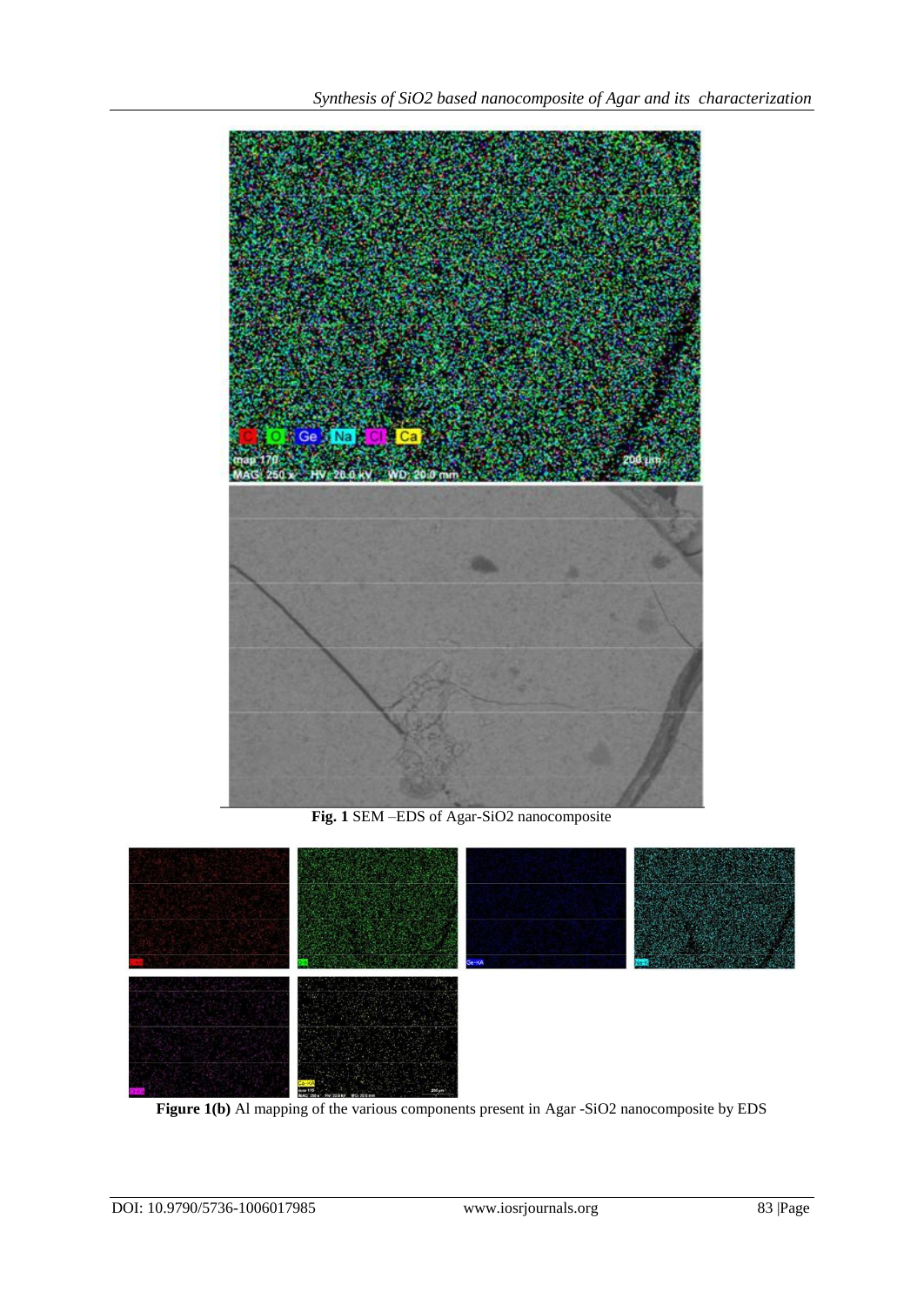**Fig. 1** SEM –EDS of Agar-SiO2 nanocomposite

**Figure 1(b)** Al mapping of the various components present in Agar -SiO2 nanocomposite by EDS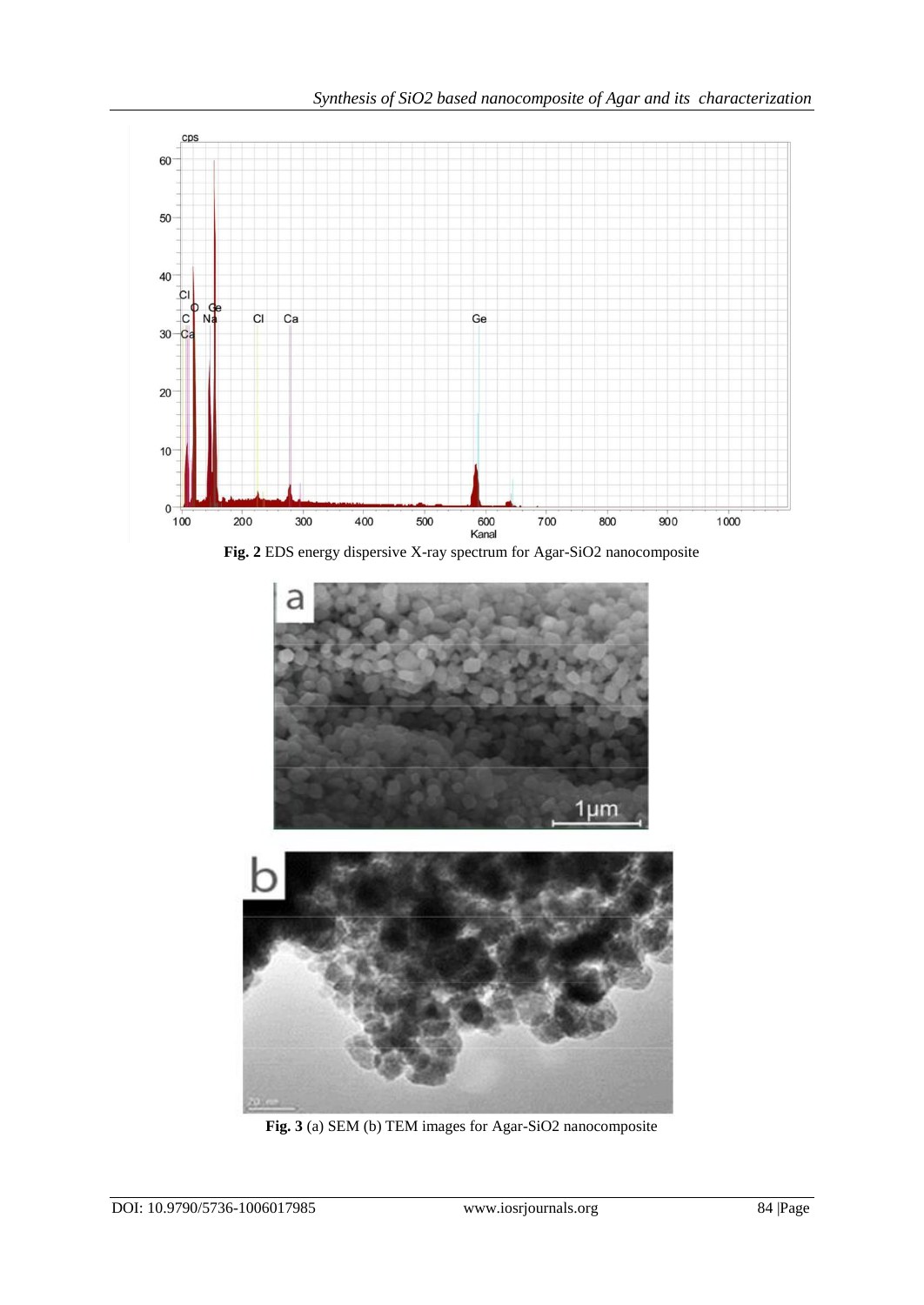**Fig. 2** EDS energy dispersive X-ray spectrum for Agar-SiO2 nanocomposite

**Fig. 3** (a) SEM (b) TEM images for Agar-SiO2 nanocomposite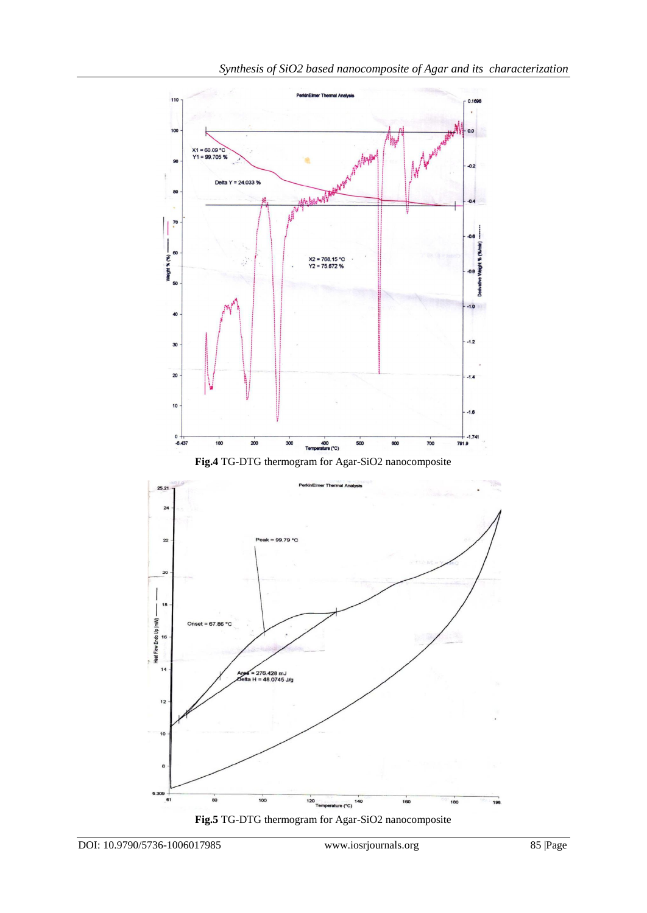PerkinElmer Thermal Analysis

X1 = 60.09 °C
Y1 = 99.705 %

Delta Y = 24.033 %

X2 = 768.15 °C
Y2 = 75.672 %

Weight % (%)

Derivative Weight % (%/min)

Temperature (°C)

**Fig.4** TG-DTG thermogram for Agar-SiO2 nanocomposite

PerkinElmer Thermal Analysis

Peak = 99.79 °C

Onset = 67.86 °C

Area = 276.428 mJ
Delta H = 48.0745 J/g

Heat Flow Endo Up (mW)

Temperature (°C)

**Fig.5** TG-DTG thermogram for Agar-SiO2 nanocomposite